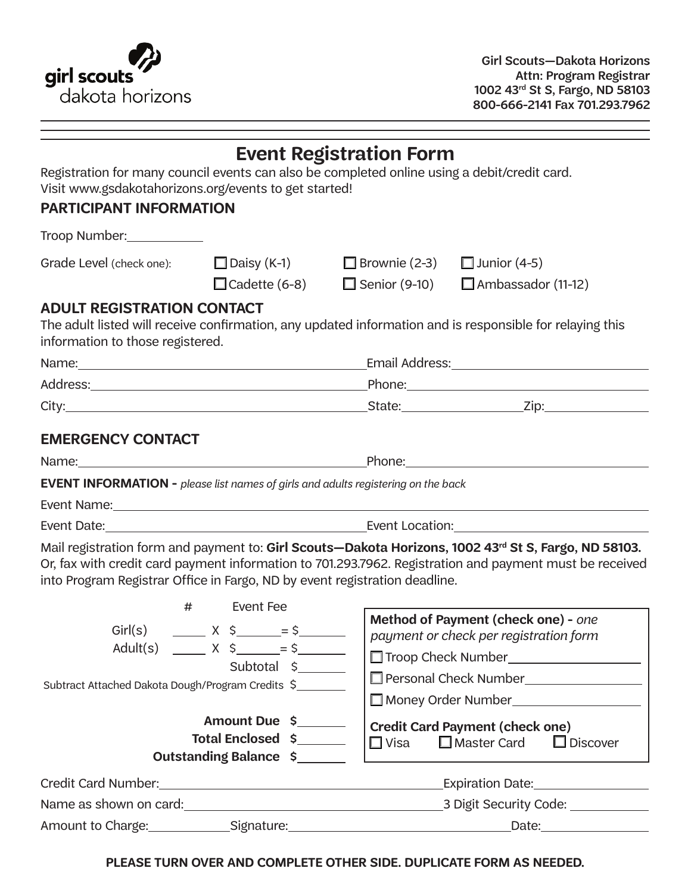girl scouts
dakota horizons

Girl Scouts—Dakota Horizons
Attn: Program Registrar
1002 43rd St S, Fargo, ND 58103
800-666-2141 Fax 701.293.7962

# Event Registration Form

Registration for many council events can also be completed online using a debit/credit card.
Visit www.gsdakotahorizons.org/events to get started!

## PARTICIPANT INFORMATION

Troop Number: ___________

Grade Level (check one): ☐ Daisy (K-1) ☐ Brownie (2-3) ☐ Junior (4-5) ☐ Cadette (6-8) ☐ Senior (9-10) ☐ Ambassador (11-12)

## ADULT REGISTRATION CONTACT

The adult listed will receive confirmation, any updated information and is responsible for relaying this information to those registered.

Name: ______________________ Email Address: ______________________

Address: ______________________ Phone: ______________________

City: ______________________ State: ____________ Zip: ____________

## EMERGENCY CONTACT

Name: ______________________ Phone: ______________________

**EVENT INFORMATION -** *please list names of girls and adults registering on the back*

Event Name: ______________________

Event Date: ______________________ Event Location: ______________________

Mail registration form and payment to: **Girl Scouts—Dakota Horizons, 1002 43rd St S, Fargo, ND 58103.** Or, fax with credit card payment information to 701.293.7962. Registration and payment must be received into Program Registrar Office in Fargo, ND by event registration deadline.

| | # | | Event Fee | |
|---|---|---|---|---|
| Girl(s) | _____ | X | $_____ | = $_____ |
| Adult(s) | _____ | X | $_____ | = $_____ |

Subtotal $_______

Subtract Attached Dakota Dough/Program Credits $_______

**Amount Due $_______**

**Total Enclosed $_______**

**Outstanding Balance $_______**

**Method of Payment (check one) -** *one payment or check per registration form*

☐ Troop Check Number ______________

☐ Personal Check Number ______________

☐ Money Order Number ______________

**Credit Card Payment (check one)**

☐ Visa ☐ Master Card ☐ Discover

Credit Card Number: ______________________ Expiration Date: ____________

Name as shown on card: ______________________ 3 Digit Security Code: ____________

Amount to Charge: ____________ Signature: ______________________ Date: ____________

**PLEASE TURN OVER AND COMPLETE OTHER SIDE. DUPLICATE FORM AS NEEDED.**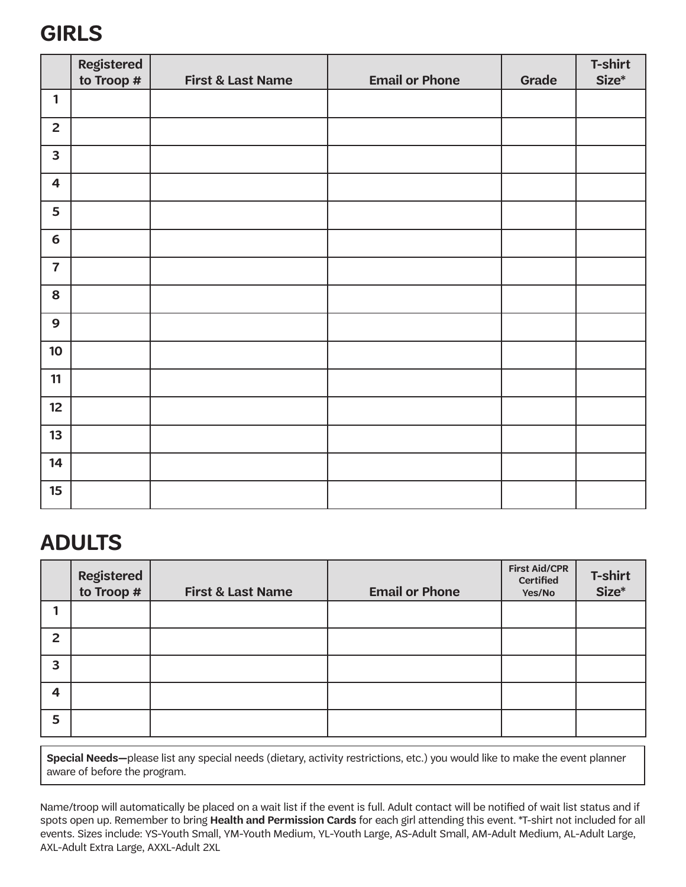## GIRLS

| | Registered to Troop # | First & Last Name | Email or Phone | Grade | T-shirt Size* |
|---|---|---|---|---|---|
| 1 | | | | | |
| 2 | | | | | |
| 3 | | | | | |
| 4 | | | | | |
| 5 | | | | | |
| 6 | | | | | |
| 7 | | | | | |
| 8 | | | | | |
| 9 | | | | | |
| 10 | | | | | |
| 11 | | | | | |
| 12 | | | | | |
| 13 | | | | | |
| 14 | | | | | |
| 15 | | | | | |

## ADULTS

| | Registered to Troop # | First & Last Name | Email or Phone | First Aid/CPR Certified Yes/No | T-shirt Size* |
|---|---|---|---|---|---|
| 1 | | | | | |
| 2 | | | | | |
| 3 | | | | | |
| 4 | | | | | |
| 5 | | | | | |

**Special Needs—**please list any special needs (dietary, activity restrictions, etc.) you would like to make the event planner aware of before the program.

Name/troop will automatically be placed on a wait list if the event is full. Adult contact will be notified of wait list status and if spots open up. Remember to bring **Health and Permission Cards** for each girl attending this event. *T-shirt not included for all events. Sizes include: YS-Youth Small, YM-Youth Medium, YL-Youth Large, AS-Adult Small, AM-Adult Medium, AL-Adult Large, AXL-Adult Extra Large, AXXL-Adult 2XL